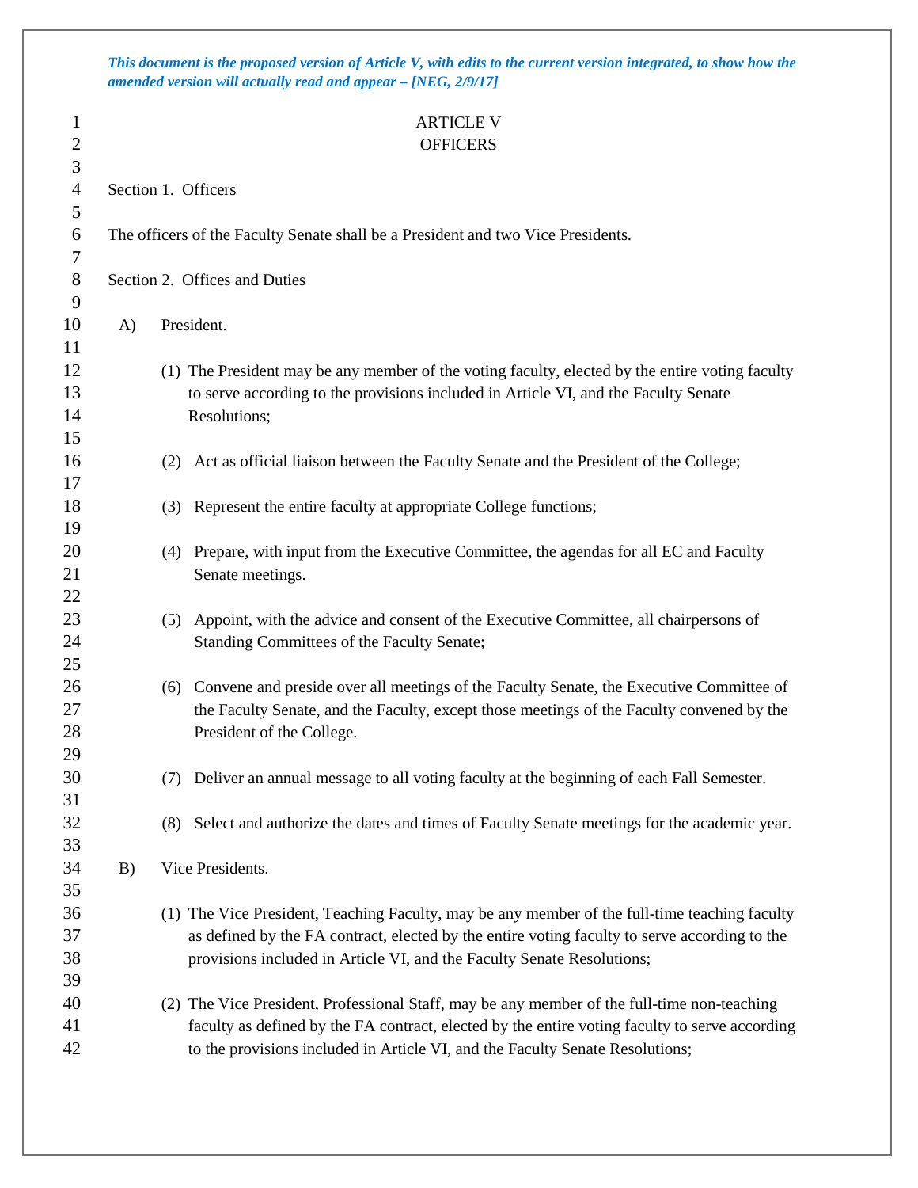*This document is the proposed version of Article V, with edits to the current version integrated, to show how the amended version will actually read and appear – [NEG, 2/9/17]*

# ARTICLE V
# OFFICERS

## Section 1. Officers

The officers of the Faculty Senate shall be a President and two Vice Presidents.

## Section 2. Offices and Duties

A) President.

(1) The President may be any member of the voting faculty, elected by the entire voting faculty to serve according to the provisions included in Article VI, and the Faculty Senate Resolutions;

(2) Act as official liaison between the Faculty Senate and the President of the College;

(3) Represent the entire faculty at appropriate College functions;

(4) Prepare, with input from the Executive Committee, the agendas for all EC and Faculty Senate meetings.

(5) Appoint, with the advice and consent of the Executive Committee, all chairpersons of Standing Committees of the Faculty Senate;

(6) Convene and preside over all meetings of the Faculty Senate, the Executive Committee of the Faculty Senate, and the Faculty, except those meetings of the Faculty convened by the President of the College.

(7) Deliver an annual message to all voting faculty at the beginning of each Fall Semester.

(8) Select and authorize the dates and times of Faculty Senate meetings for the academic year.

B) Vice Presidents.

(1) The Vice President, Teaching Faculty, may be any member of the full-time teaching faculty as defined by the FA contract, elected by the entire voting faculty to serve according to the provisions included in Article VI, and the Faculty Senate Resolutions;

(2) The Vice President, Professional Staff, may be any member of the full-time non-teaching faculty as defined by the FA contract, elected by the entire voting faculty to serve according to the provisions included in Article VI, and the Faculty Senate Resolutions;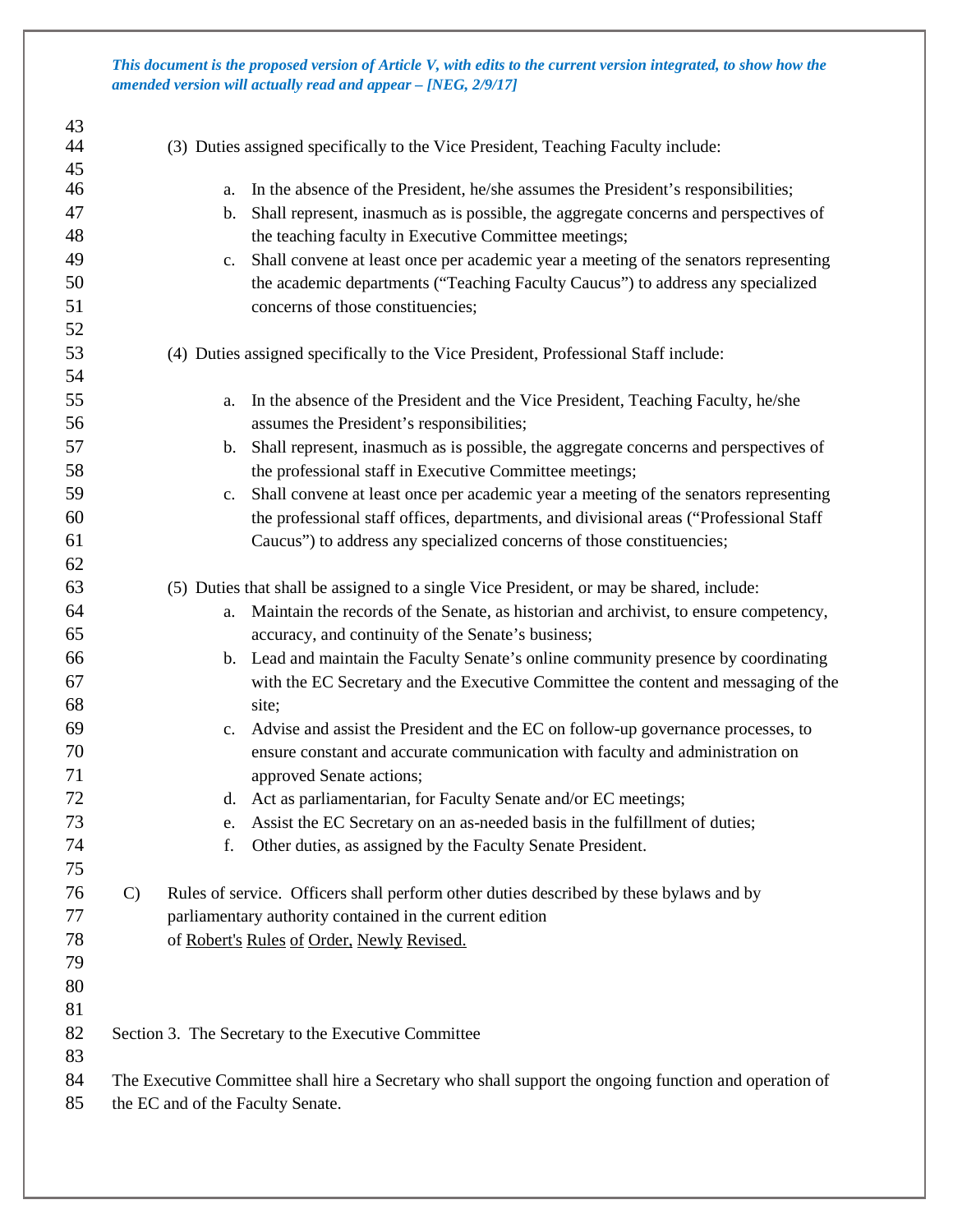*This document is the proposed version of Article V, with edits to the current version integrated, to show how the amended version will actually read and appear – [NEG, 2/9/17]*

(3) Duties assigned specifically to the Vice President, Teaching Faculty include:

a. In the absence of the President, he/she assumes the President's responsibilities;
b. Shall represent, inasmuch as is possible, the aggregate concerns and perspectives of the teaching faculty in Executive Committee meetings;
c. Shall convene at least once per academic year a meeting of the senators representing the academic departments ("Teaching Faculty Caucus") to address any specialized concerns of those constituencies;

(4) Duties assigned specifically to the Vice President, Professional Staff include:

a. In the absence of the President and the Vice President, Teaching Faculty, he/she assumes the President's responsibilities;
b. Shall represent, inasmuch as is possible, the aggregate concerns and perspectives of the professional staff in Executive Committee meetings;
c. Shall convene at least once per academic year a meeting of the senators representing the professional staff offices, departments, and divisional areas ("Professional Staff Caucus") to address any specialized concerns of those constituencies;

(5) Duties that shall be assigned to a single Vice President, or may be shared, include:

a. Maintain the records of the Senate, as historian and archivist, to ensure competency, accuracy, and continuity of the Senate's business;
b. Lead and maintain the Faculty Senate's online community presence by coordinating with the EC Secretary and the Executive Committee the content and messaging of the site;
c. Advise and assist the President and the EC on follow-up governance processes, to ensure constant and accurate communication with faculty and administration on approved Senate actions;
d. Act as parliamentarian, for Faculty Senate and/or EC meetings;
e. Assist the EC Secretary on an as-needed basis in the fulfillment of duties;
f. Other duties, as assigned by the Faculty Senate President.

C) Rules of service. Officers shall perform other duties described by these bylaws and by parliamentary authority contained in the current edition of Robert's Rules of Order, Newly Revised.

Section 3. The Secretary to the Executive Committee

The Executive Committee shall hire a Secretary who shall support the ongoing function and operation of the EC and of the Faculty Senate.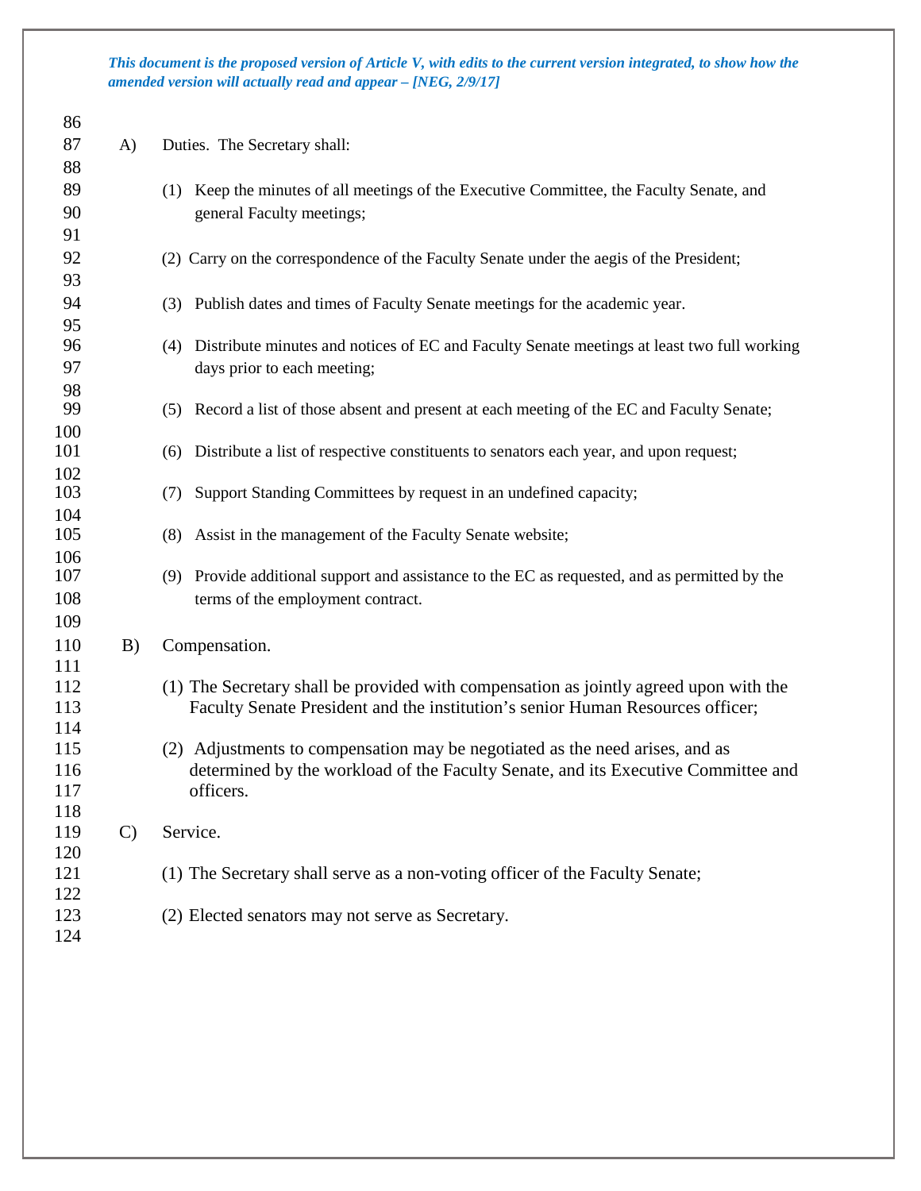*This document is the proposed version of Article V, with edits to the current version integrated, to show how the amended version will actually read and appear – [NEG, 2/9/17]*

A) Duties. The Secretary shall:

(1) Keep the minutes of all meetings of the Executive Committee, the Faculty Senate, and general Faculty meetings;

(2) Carry on the correspondence of the Faculty Senate under the aegis of the President;

(3) Publish dates and times of Faculty Senate meetings for the academic year.

(4) Distribute minutes and notices of EC and Faculty Senate meetings at least two full working days prior to each meeting;

(5) Record a list of those absent and present at each meeting of the EC and Faculty Senate;

(6) Distribute a list of respective constituents to senators each year, and upon request;

(7) Support Standing Committees by request in an undefined capacity;

(8) Assist in the management of the Faculty Senate website;

(9) Provide additional support and assistance to the EC as requested, and as permitted by the terms of the employment contract.

B) Compensation.

(1) The Secretary shall be provided with compensation as jointly agreed upon with the Faculty Senate President and the institution's senior Human Resources officer;

(2) Adjustments to compensation may be negotiated as the need arises, and as determined by the workload of the Faculty Senate, and its Executive Committee and officers.

C) Service.

(1) The Secretary shall serve as a non-voting officer of the Faculty Senate;

(2) Elected senators may not serve as Secretary.